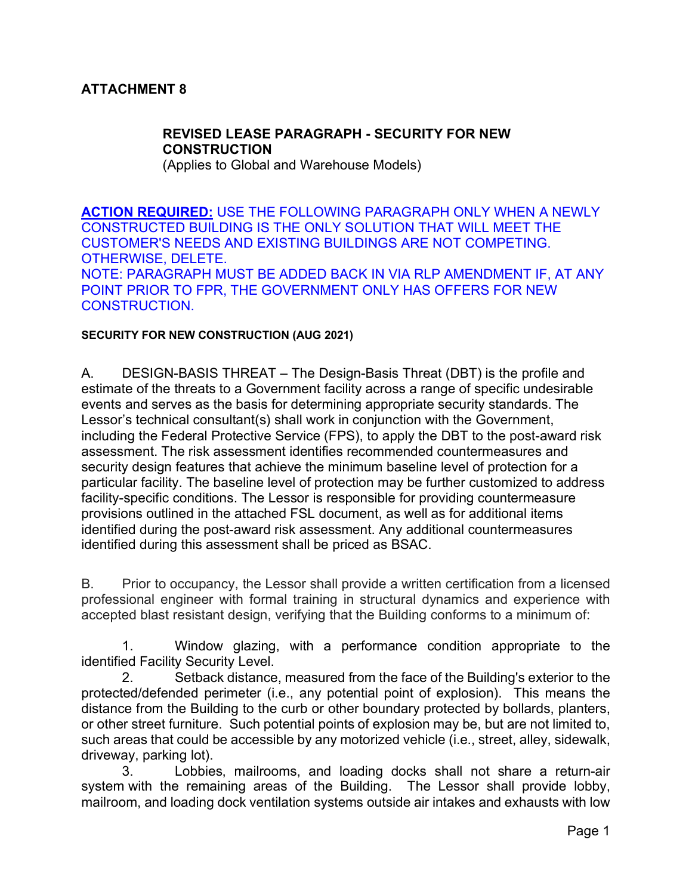**ATTACHMENT 8**

**REVISED LEASE PARAGRAPH - SECURITY FOR NEW CONSTRUCTION**
(Applies to Global and Warehouse Models)

**ACTION REQUIRED:** USE THE FOLLOWING PARAGRAPH ONLY WHEN A NEWLY CONSTRUCTED BUILDING IS THE ONLY SOLUTION THAT WILL MEET THE CUSTOMER'S NEEDS AND EXISTING BUILDINGS ARE NOT COMPETING. OTHERWISE, DELETE.
NOTE: PARAGRAPH MUST BE ADDED BACK IN VIA RLP AMENDMENT IF, AT ANY POINT PRIOR TO FPR, THE GOVERNMENT ONLY HAS OFFERS FOR NEW CONSTRUCTION.

**SECURITY FOR NEW CONSTRUCTION (AUG 2021)**

A. DESIGN-BASIS THREAT – The Design-Basis Threat (DBT) is the profile and estimate of the threats to a Government facility across a range of specific undesirable events and serves as the basis for determining appropriate security standards. The Lessor's technical consultant(s) shall work in conjunction with the Government, including the Federal Protective Service (FPS), to apply the DBT to the post-award risk assessment. The risk assessment identifies recommended countermeasures and security design features that achieve the minimum baseline level of protection for a particular facility. The baseline level of protection may be further customized to address facility-specific conditions. The Lessor is responsible for providing countermeasure provisions outlined in the attached FSL document, as well as for additional items identified during the post-award risk assessment. Any additional countermeasures identified during this assessment shall be priced as BSAC.

B. Prior to occupancy, the Lessor shall provide a written certification from a licensed professional engineer with formal training in structural dynamics and experience with accepted blast resistant design, verifying that the Building conforms to a minimum of:

1. Window glazing, with a performance condition appropriate to the identified Facility Security Level.
2. Setback distance, measured from the face of the Building's exterior to the protected/defended perimeter (i.e., any potential point of explosion). This means the distance from the Building to the curb or other boundary protected by bollards, planters, or other street furniture. Such potential points of explosion may be, but are not limited to, such areas that could be accessible by any motorized vehicle (i.e., street, alley, sidewalk, driveway, parking lot).
3. Lobbies, mailrooms, and loading docks shall not share a return-air system with the remaining areas of the Building. The Lessor shall provide lobby, mailroom, and loading dock ventilation systems outside air intakes and exhausts with low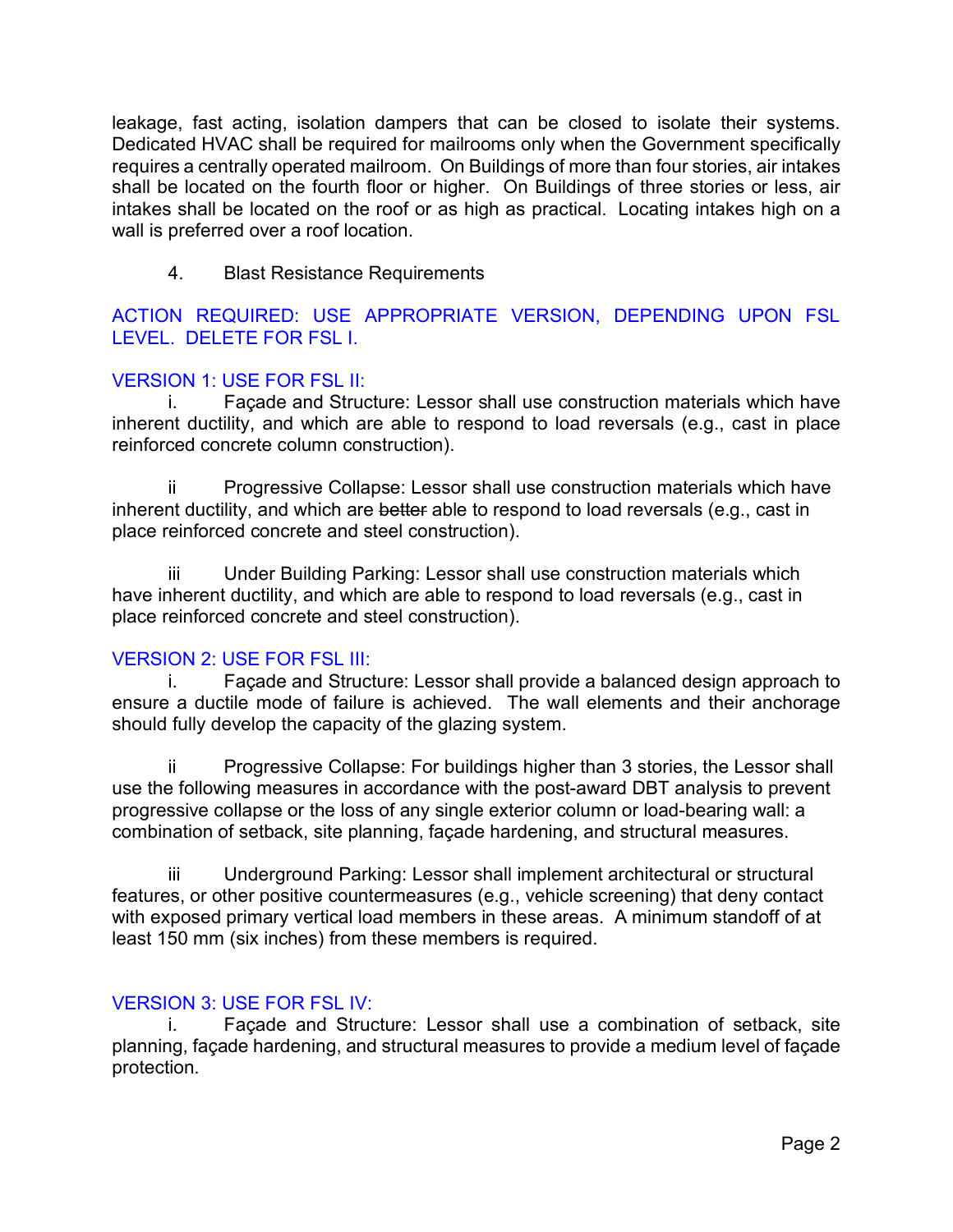leakage, fast acting, isolation dampers that can be closed to isolate their systems. Dedicated HVAC shall be required for mailrooms only when the Government specifically requires a centrally operated mailroom. On Buildings of more than four stories, air intakes shall be located on the fourth floor or higher. On Buildings of three stories or less, air intakes shall be located on the roof or as high as practical. Locating intakes high on a wall is preferred over a roof location.

4. Blast Resistance Requirements

ACTION REQUIRED: USE APPROPRIATE VERSION, DEPENDING UPON FSL LEVEL. DELETE FOR FSL I.

VERSION 1: USE FOR FSL II:

i. Façade and Structure: Lessor shall use construction materials which have inherent ductility, and which are able to respond to load reversals (e.g., cast in place reinforced concrete column construction).

ii Progressive Collapse: Lessor shall use construction materials which have inherent ductility, and which are ~~better~~ able to respond to load reversals (e.g., cast in place reinforced concrete and steel construction).

iii Under Building Parking: Lessor shall use construction materials which have inherent ductility, and which are able to respond to load reversals (e.g., cast in place reinforced concrete and steel construction).

VERSION 2: USE FOR FSL III:

i. Façade and Structure: Lessor shall provide a balanced design approach to ensure a ductile mode of failure is achieved. The wall elements and their anchorage should fully develop the capacity of the glazing system.

ii Progressive Collapse: For buildings higher than 3 stories, the Lessor shall use the following measures in accordance with the post-award DBT analysis to prevent progressive collapse or the loss of any single exterior column or load-bearing wall: a combination of setback, site planning, façade hardening, and structural measures.

iii Underground Parking: Lessor shall implement architectural or structural features, or other positive countermeasures (e.g., vehicle screening) that deny contact with exposed primary vertical load members in these areas. A minimum standoff of at least 150 mm (six inches) from these members is required.

VERSION 3: USE FOR FSL IV:

i. Façade and Structure: Lessor shall use a combination of setback, site planning, façade hardening, and structural measures to provide a medium level of façade protection.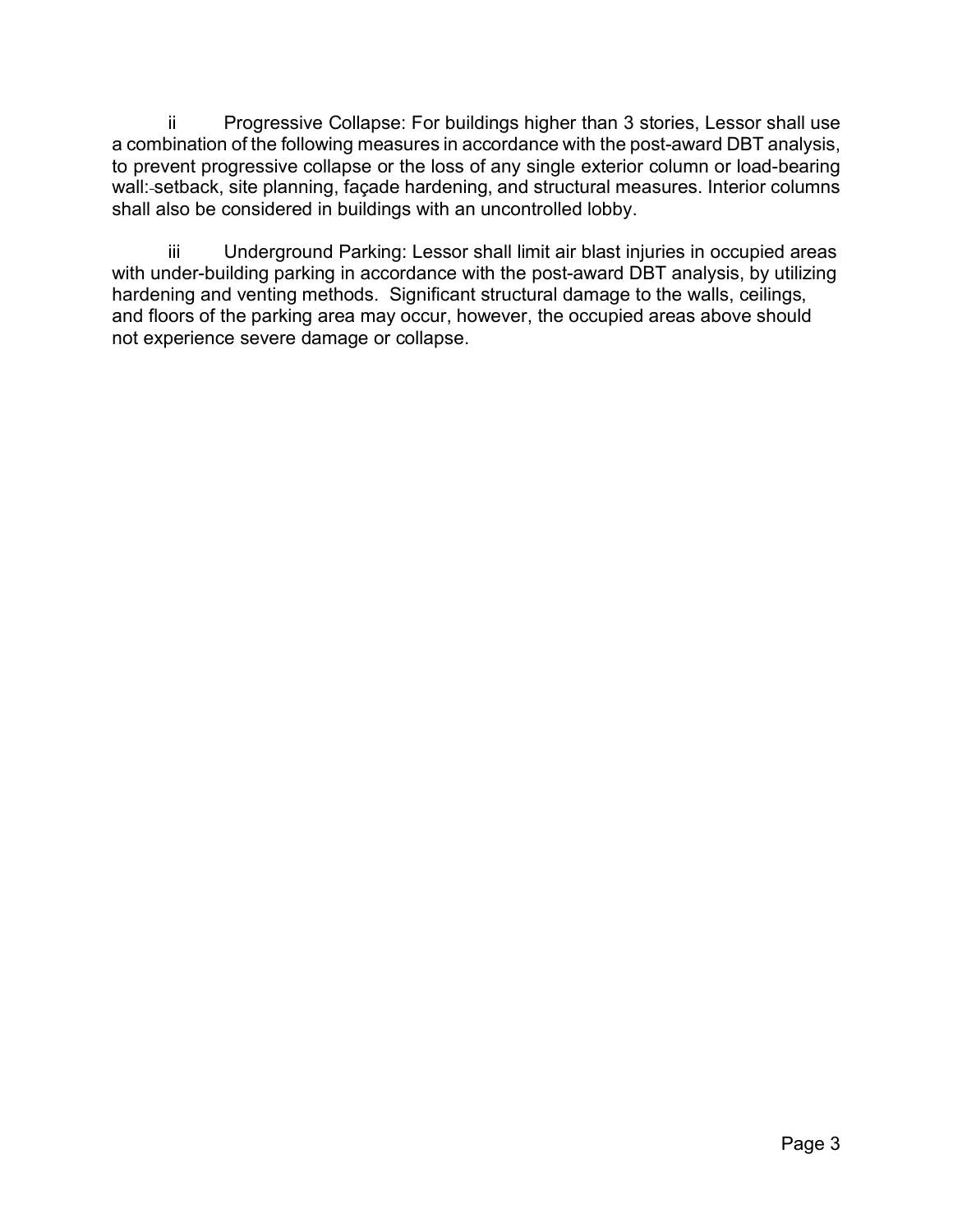ii Progressive Collapse: For buildings higher than 3 stories, Lessor shall use a combination of the following measures in accordance with the post-award DBT analysis, to prevent progressive collapse or the loss of any single exterior column or load-bearing wall: setback, site planning, façade hardening, and structural measures. Interior columns shall also be considered in buildings with an uncontrolled lobby.

iii Underground Parking: Lessor shall limit air blast injuries in occupied areas with under-building parking in accordance with the post-award DBT analysis, by utilizing hardening and venting methods. Significant structural damage to the walls, ceilings, and floors of the parking area may occur, however, the occupied areas above should not experience severe damage or collapse.